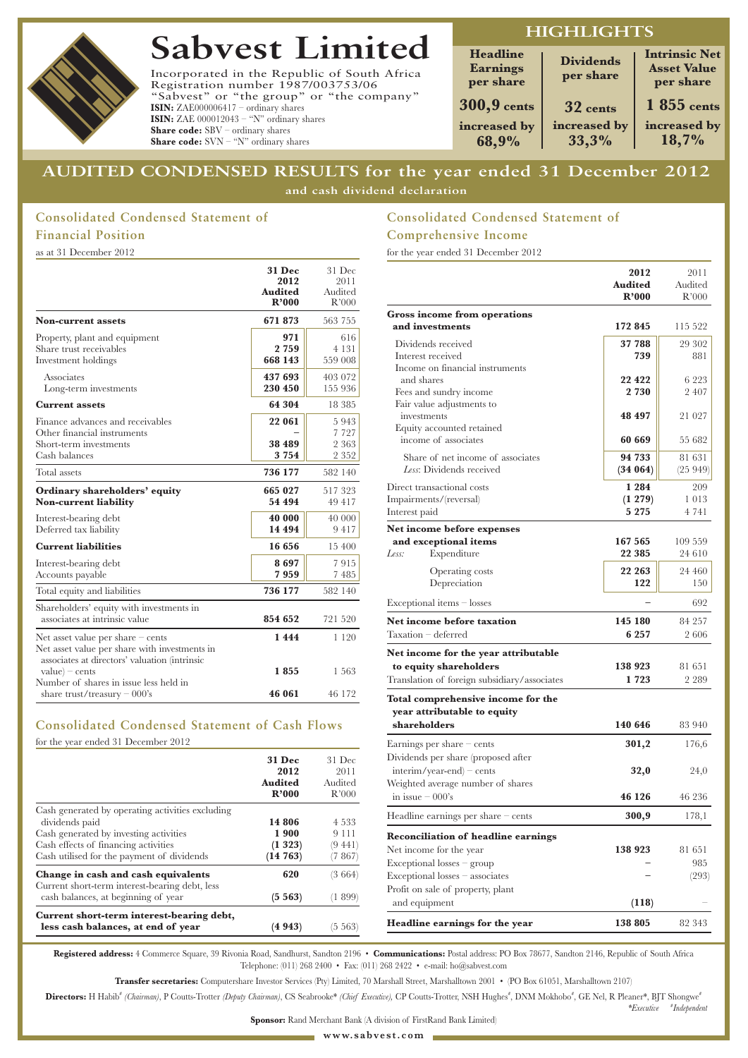# Sabvest Limited

Incorporated in the Republic of South Africa
Registration number 1987/003753/06
"Sabvest" or "the group" or "the company"
**ISIN:** ZAE000006417 – ordinary shares
**ISIN:** ZAE 000012043 – "N" ordinary shares
**Share code:** SBV – ordinary shares
**Share code:** SVN – "N" ordinary shares

## HIGHLIGHTS

| Headline Earnings per share | Dividends per share | Intrinsic Net Asset Value per share |
|---|---|---|
| 300,9 cents | 32 cents | 1 855 cents |
| increased by 68,9% | increased by 33,3% | increased by 18,7% |

# AUDITED CONDENSED RESULTS for the year ended 31 December 2012

and cash dividend declaration

## Consolidated Condensed Statement of Financial Position

as at 31 December 2012

| | 31 Dec 2012 Audited R'000 | 31 Dec 2011 Audited R'000 |
|---|---|---|
| **Non-current assets** | **671 873** | 563 755 |
| Property, plant and equipment | **971** | 616 |
| Share trust receivables | **2 759** | 4 131 |
| Investment holdings | **668 143** | 559 008 |
| Associates | **437 693** | 403 072 |
| Long-term investments | **230 450** | 155 936 |
| **Current assets** | **64 304** | 18 385 |
| Finance advances and receivables | **22 061** | 5 943 |
| Other financial instruments | – | 7 727 |
| Short-term investments | **38 489** | 2 363 |
| Cash balances | **3 754** | 2 352 |
| Total assets | **736 177** | 582 140 |
| **Ordinary shareholders' equity** | **665 027** | 517 323 |
| **Non-current liability** | **54 494** | 49 417 |
| Interest-bearing debt | **40 000** | 40 000 |
| Deferred tax liability | **14 494** | 9 417 |
| **Current liabilities** | **16 656** | 15 400 |
| Interest-bearing debt | **8 697** | 7 915 |
| Accounts payable | **7 959** | 7 485 |
| Total equity and liabilities | **736 177** | 582 140 |
| Shareholders' equity with investments in associates at intrinsic value | **854 652** | 721 520 |
| Net asset value per share – cents | **1 444** | 1 120 |
| Net asset value per share with investments in associates at directors' valuation (intrinsic value) – cents | **1 855** | 1 563 |
| Number of shares in issue less held in share trust/treasury – 000's | **46 061** | 46 172 |

## Consolidated Condensed Statement of Cash Flows

for the year ended 31 December 2012

| | 31 Dec 2012 Audited R'000 | 31 Dec 2011 Audited R'000 |
|---|---|---|
| Cash generated by operating activities excluding dividends paid | **14 806** | 4 533 |
| Cash generated by investing activities | **1 900** | 9 111 |
| Cash effects of financing activities | **(1 323)** | (9 441) |
| Cash utilised for the payment of dividends | **(14 763)** | (7 867) |
| **Change in cash and cash equivalents** | **620** | (3 664) |
| Current short-term interest-bearing debt, less cash balances, at beginning of year | **(5 563)** | (1 899) |
| **Current short-term interest-bearing debt, less cash balances, at end of year** | **(4 943)** | (5 563) |

## Consolidated Condensed Statement of Comprehensive Income

for the year ended 31 December 2012

| | 2012 Audited R'000 | 2011 Audited R'000 |
|---|---|---|
| **Gross income from operations and investments** | **172 845** | 115 522 |
| Dividends received | **37 788** | 29 302 |
| Interest received | **739** | 881 |
| Income on financial instruments and shares | **22 422** | 6 223 |
| Fees and sundry income | **2 730** | 2 407 |
| Fair value adjustments to investments | **48 497** | 21 027 |
| Equity accounted retained income of associates | **60 669** | 55 682 |
| Share of net income of associates | **94 733** | 81 631 |
| *Less*: Dividends received | **(34 064)** | (25 949) |
| Direct transactional costs | **1 284** | 209 |
| Impairments/(reversal) | **(1 279)** | 1 013 |
| Interest paid | **5 275** | 4 741 |
| **Net income before expenses and exceptional items** | **167 565** | 109 559 |
| *Less:* Expenditure | **22 385** | 24 610 |
| Operating costs | **22 263** | 24 460 |
| Depreciation | **122** | 150 |
| Exceptional items – losses | – | 692 |
| **Net income before taxation** | **145 180** | 84 257 |
| Taxation – deferred | **6 257** | 2 606 |
| **Net income for the year attributable to equity shareholders** | **138 923** | 81 651 |
| Translation of foreign subsidiary/associates | **1 723** | 2 289 |
| **Total comprehensive income for the year attributable to equity shareholders** | **140 646** | 83 940 |
| Earnings per share – cents | **301,2** | 176,6 |
| Dividends per share (proposed after interim/year-end) – cents | **32,0** | 24,0 |
| Weighted average number of shares in issue – 000's | **46 126** | 46 236 |
| Headline earnings per share – cents | **300,9** | 178,1 |
| **Reconciliation of headline earnings** | | |
| Net income for the year | **138 923** | 81 651 |
| Exceptional losses – group | – | 985 |
| Exceptional losses – associates | – | (293) |
| Profit on sale of property, plant and equipment | **(118)** | – |
| **Headline earnings for the year** | **138 805** | 82 343 |

**Registered address:** 4 Commerce Square, 39 Rivonia Road, Sandhurst, Sandton 2196 • **Communications:** Postal address: PO Box 78677, Sandton 2146, Republic of South Africa
Telephone: (011) 268 2400 • Fax: (011) 268 2422 • e-mail: ho@sabvest.com

**Transfer secretaries:** Computershare Investor Services (Pty) Limited, 70 Marshall Street, Marshalltown 2001 • (PO Box 61051, Marshalltown 2107)

**Directors:** H Habib# *(Chairman)*, P Coutts-Trotter *(Deputy Chairman)*, CS Seabrooke* *(Chief Executive)*, CP Coutts-Trotter, NSH Hughes#, DNM Mokhobo#, GE Nel, R Pleaner*, BJT Shongwe#
*\*Executive #Independent*

**Sponsor:** Rand Merchant Bank (A division of FirstRand Bank Limited)

www.sabvest.com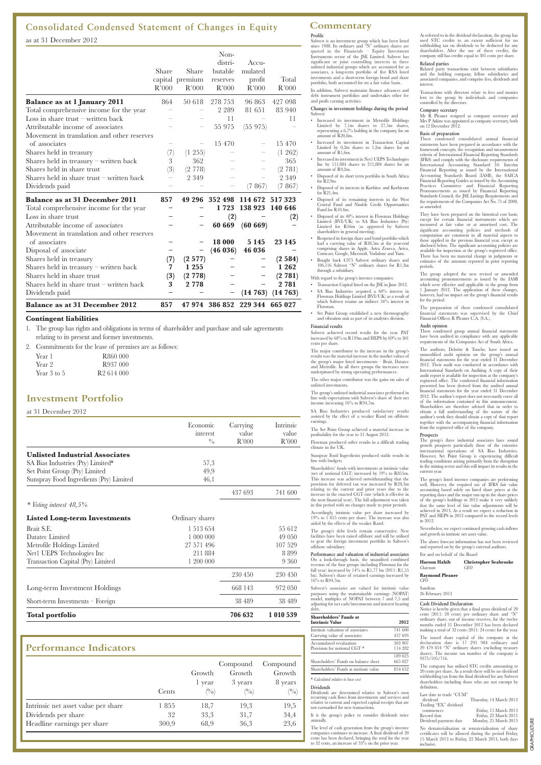## Consolidated Condensed Statement of Changes in Equity

as at 31 December 2012

| | Share capital R'000 | Share premium R'000 | Non-distributable reserves R'000 | Accumulated profit R'000 | Total R'000 |
|---|---|---|---|---|---|
| **Balance as at 1 January 2011** | 864 | 50 618 | 278 753 | 96 863 | 427 098 |
| Total comprehensive income for the year | – | – | 2 289 | 81 651 | 83 940 |
| Loss in share trust – written back | – | – | 11 | – | 11 |
| Attributable income of associates | – | – | 55 975 | (55 975) | – |
| Movement in translation and other reserves of associates | – | – | 15 470 | – | 15 470 |
| Shares held in treasury | (7) | (1 255) | – | – | (1 262) |
| Shares held in treasury – written back | 3 | 362 | – | – | 365 |
| Shares held in share trust | (3) | (2 778) | – | – | (2 781) |
| Shares held in share trust – written back | – | 2 349 | – | – | 2 349 |
| Dividends paid | – | – | – | (7 867) | (7 867) |
| **Balance as at 31 December 2011** | **857** | **49 296** | **352 498** | **114 672** | **517 323** |
| Total comprehensive income for the year | – | – | 1 723 | 138 923 | 140 646 |
| Loss in share trust | – | – | (2) | – | (2) |
| Attributable income of associates | – | – | 60 669 | (60 669) | – |
| Movement in translation and other reserves of associates | – | – | 18 000 | 5 145 | 23 145 |
| Disposal of associate | – | – | (46 036) | 46 036 | – |
| Shares held in treasury | (7) | (2 577) | – | – | (2 584) |
| Shares held in treasury – written back | 7 | 1 255 | – | – | 1 262 |
| Shares held in share trust | (3) | (2 778) | – | – | (2 781) |
| Shares held in share trust – written back | 3 | 2 778 | – | – | 2 781 |
| Dividends paid | – | – | – | (14 763) | (14 763) |
| **Balance as at 31 December 2012** | **857** | **47 974** | **386 852** | **229 344** | **665 027** |

### Contingent liabilities

1. The group has rights and obligations in terms of shareholder and purchase and sale agreements relating to its present and former investments.
2. Commitments for the lease of premises are as follows:

| | |
|---|---|
| Year 1 | R860 000 |
| Year 2 | R937 000 |
| Year 3 to 5 | R2 614 000 |

## Investment Portfolio

at 31 December 2012

| | Economic interest % | Carrying value R'000 | Intrinsic value R'000 |
|---|---|---|---|
| **Unlisted Industrial Associates** | | | |
| SA Bias Industries (Pty) Limited* | 57,3 | | |
| Set Point Group (Pty) Limited | 49,9 | | |
| Sunspray Food Ingredients (Pty) Limited | 46,1 | | |
| | | 437 693 | 741 600 |

*\* Voting interest 48,5%*

| **Listed Long-term Investments** | Ordinary shares | | |
|---|---|---|---|
| Brait S.E. | 1 513 654 | | 55 612 |
| Datatec Limited | 1 000 000 | | 49 050 |
| Metrofile Holdings Limited | 27 571 496 | | 107 529 |
| Net1 UEPS Technologies Inc | 211 884 | | 8 899 |
| Transaction Capital (Pty) Limited | 1 200 000 | | 9 360 |
| | | 230 450 | 230 450 |
| Long-term Investment Holdings | | 668 143 | 972 050 |
| Short-term Investments – Foreign | | 38 489 | 38 489 |
| **Total portfolio** | | **706 632** | **1 010 539** |

## Performance Indicators

| | Cents | Growth 1 year (%) | Compound Growth 3 years (%) | Compound Growth 8 years (%) |
|---|---|---|---|---|
| Intrinsic net asset value per share | 1 855 | 18,7 | 19,3 | 19,5 |
| Dividends per share | 32 | 33,3 | 31,7 | 34,4 |
| Headline earnings per share | 300,9 | 68,9 | 36,3 | 23,6 |

## Commentary

### Profile

Sabvest is an investment group which has been listed since 1988. Its ordinary and "N" ordinary shares are quoted in the Financials – Equity Investment Instruments sector of the JSE Limited. Sabvest has significant or joint controlling interests in three unlisted industrial groups which are accounted for as associates, a long-term portfolio of five RSA listed investments and a short-term foreign bond and share portfolio, both accounted for on a fair value basis.

In addition, Sabvest maintains finance advances and debt instrument portfolios and undertakes other fee and profit earning activities.

### Changes in investment holdings during the period

Sabvest:

- Increased its investment in Metrofile Holdings Limited by 7,1m shares to 27,5m shares, representing a 6,7% holding in the company, for an amount of R20,8m.
- Increased its investment in Transaction Capital Limited by 0,2m shares to 1,2m shares for an amount of R1,6m.
- Increased its investment in Net1 UEPS Technologies Inc by 111,884 shares to 211,884 shares for an amount of R9,2m.
- Disposed of its short term portfolio in South Africa for R2,9m.
- Disposed of its interests in Korbitec and Korbicom for R21,4m.
- Disposed of its remaining interests in the West Central Fund and Nimble Credit Opportunities Fund for R10,4m.
- Disposed of its 40% interest in Flowmax Holdings Limited (BVI/UK) to SA Bias Industries (Pty) Limited for R36m (as approved by Sabvest shareholders in general meeting).
- Reopened its foreign share and bond portfolio which had a carrying value of R38,5m at the year-end comprising shares in Apple, Astra Zeneca, Aviva, Comcast, Google, Microsoft, Vodafone and Yum.
- Bought back 4,975 Sabvest ordinary shares and 106,116 Sabvest "N" ordinary shares for R1,3m through a subsidiary.

With regard to the group's investee companies:

- Transaction Capital listed on the JSE in June 2012.
- SA Bias Industries acquired a 60% interest in Flowmax Holdings Limited (BVI/UK) as a result of which Sabvest retains an indirect 34% interest in Flowmax.
- Set Point Group established a new thermography and vibration unit as part of its analytics division.

### Financial results

Sabvest achieved record results for the year. PAT increased by 68% to R139m and HEPS by 69% to 301 cents per share.

The major contributor to the increase in the group's results was the material increase in the market values of the group's major listed investments – Brait, Datatec and Metrofile. In all three groups the increases were underpinned by strong operating performances.

The other major contributor was the gains on sales of unlisted investments.

The group's unlisted industrial associates performed in line with expectations with Sabvest's share of their net income increasing 16% to R94,7m.

SA Bias Industries produced satisfactory results assisted by the effect of a weaker Rand on offshore earnings.

The Set Point Group achieved a material increase in profitability for the year to 31 August 2012.

Flowmax produced softer results in a difficult trading climate in the UK.

Sunspray Food Ingredients produced stable results in line with budgets.

Shareholders' funds with investments at intrinsic value (net of notional CGT) increased by 19% to R855m. This increase was achieved notwithstanding that the provision for deferred tax was increased by R28,3m relating to the current and prior years due to the increase in the enacted CGT rate (which is effective in the next financial year). The full adjustment was taken in this period with no changes made to prior periods.

Accordingly, intrinsic value per share increased by 19% to 1 855 cents per share. The increase was also aided by the effects of the weaker Rand.

The group's debt levels remain conservative. New facilities have been raised offshore and will be utilised to gear the foreign investment portfolio in Sabvest's offshore subsidiary.

### Performance and valuation of industrial associates

On a look-through basis, the unaudited combined revenue of the four groups (including Flowmax for the full year) increased by 14% to R1,77 bn (2011: R1,55 bn). Sabvest's share of retained earnings increased by 16% to R94,7m.

Sabvest's associates are valued for intrinsic value purposes using the maintainable earnings (NOPAT) model, multiples of NOPAT between 7 and 7,5 and adjusting for net cash/investments and interest bearing debt.

| **Shareholders' Funds at Intrinsic Value** | **2012** |
|---|---|
| Intrinsic valuation of associates | 741 600 |
| Carrying value of associates | 437 693 |
| Accumulated revaluation | 303 907 |
| Provision for notional CGT * | 114 282 |
| | 189 625 |
| Shareholders' Funds on balance sheet | 665 027 |
| Shareholders' Funds at intrinsic value | 854 652 |

*\* Calculated relative to base cost*

### Dividends

Dividends are determined relative to Sabvest's own recurring cash flows from investments and services and relative to current and expected capital receipts that are not earmarked for new transactions.

It is the group's policy to consider dividends twice annually.

The level of cash generation from the group's investee companies continues to increase. A final dividend of 20 cents has been declared, bringing the total for the year to 32 cents, an increase of 33% on the prior year.

As referred to in the dividend declaration, the group has used STC credits to an extent sufficient for no withholding tax on dividends to be deducted for any shareholders. After the use of these credits, the company still has credits equal to 301 cents per share.

### Related parties

Related party transactions exist between subsidiaries and the holding company, fellow subsidiaries and associated companies, and comprise fees, dividends and interest.

Transactions with directors relate to fees and monies lent to the group by individuals and companies controlled by the directors.

### Company secretary

Mr R Pleaner resigned as company secretary and Mrs P Atkins was appointed as company secretary, both on 12 December 2012.

### Basis of preparation

These condensed consolidated annual financial statements have been prepared in accordance with the framework concepts, the recognition and measurement criteria of International Financial Reporting Standards (IFRS) and comply with the disclosure requirements of International Accounting Standard 34: Interim Financial Reporting as issued by the International Accounting Standards Board (IASB), the SAICA Financial Reporting Guides as issued by the Accounting Practices Committee and Financial Reporting Pronouncements as issued by Financial Reporting Standards Council, the JSE Listings Requirements and the requirements of the Companies Act No. 71 of 2008, as amended.

They have been prepared on the historical cost basis, except for certain financial instruments which are measured at fair value or at amortised cost. The significant accounting policies and methods of computation are consistent in all material aspects to those applied in the previous financial year, except as disclosed below. The significant accounting policies are available for inspection at the group's registered office. There has been no material change in judgments or estimates of the amounts reported in prior reporting periods.

The group adopted the new revised or amended accounting pronouncements as issued by the IASB which were effective and applicable to the group from 1 January 2012. The application of these changes, however, had no impact on the group's financial results for the period.

The preparation of these condensed consolidated financial statements was supervised by the Chief Financial Officer, R Pleaner C.A. (S.A.).

### Audit opinion

These condensed group annual financial statements have been audited in compliance with any applicable requirements of the Companies Act of South Africa.

The auditors, Deloitte & Touche, have issued an unmodified audit opinion on the group's annual financial statements for the year ended 31 December 2012. Their audit was conducted in accordance with International Standards on Auditing. A copy of their audit report is available for inspection at the company's registered office. The condensed financial information presented has been derived from the audited annual financial statements for the year ended 31 December 2012. The auditor's report does not necessarily cover all of the information contained in this announcement. Shareholders are therefore advised that in order to obtain a full understanding of the nature of the auditor's work they should obtain a copy of that report together with the accompanying financial information from the registered office of the company.

### Prospects

The group's three industrial associates have sound growth prospects particularly those of the extensive international operations of SA Bias Industries. However, Set Point Group is experiencing difficult trading conditions arising primarily from the disruption in the mining sector and this will impact its results in the current year.

The group's listed investee companies are performing well. However, the required use of IFRS fair value accounting based solely on listed share prices at the reporting dates and the major run up in the share prices of the group's holdings in 2012 make it very unlikely that the same level of fair value adjustments will be achieved in 2013. As a result we expect a reduction in PAT and HEPS in 2013 compared to the record levels in 2012.

Nevertheless, we expect continued growing cash inflows and growth in intrinsic net asset value.

The above forecast information has not been reviewed and reported on by the group's external auditors.

For and on behalf of the Board

**Haroon Habib** *Chairman*
**Christopher Seabrooke** *CEO*

**Raymond Pleaner** *CFO*

Sandton
26 February 2013

### Cash Dividend Declaration

Notice is hereby given that a final gross dividend of 20 cents (2011: 20 cents) per ordinary share and "N" ordinary share, out of income reserves, for the twelve months ended 31 December 2012 has been declared making a total of 32 cents (2011: 24 cents) for the year.

The issued share capital of the company at the declaration date is 17 295 984 ordinary and 29 479 854 "N" ordinary shares (excluding treasury shares). The income tax number of the company is 9375/105/716.

The company has utilised STC credits amounting to 20 cents per share. As a result there will be no dividend withholding tax from the final dividend for any Sabvest shareholders including those who are not exempt by definition.

| | |
|---|---|
| Last date to trade "CUM" dividend | Thursday, 14 March 2013 |
| Trading "EX" dividend commences | Friday, 15 March 2013 |
| Record date | Friday, 22 March 2013 |
| Dividend payment date | Monday, 25 March 2013 |

No dematerialisation or rematerialisation of share certificates will be allowed during the period Friday, 15 March 2013 to Friday, 22 March 2013, both days inclusive.